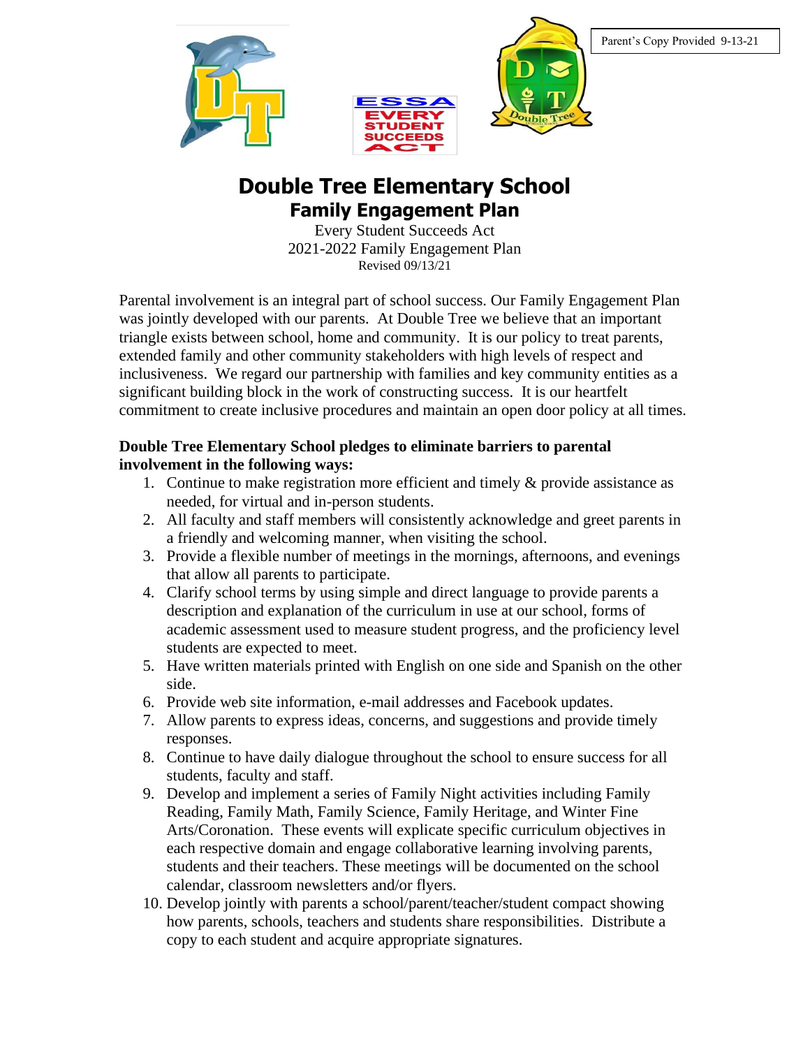Parent's Copy Provided 9-13-21

# Double Tree Elementary School

## Family Engagement Plan

Every Student Succeeds Act
2021-2022 Family Engagement Plan
Revised 09/13/21

Parental involvement is an integral part of school success. Our Family Engagement Plan was jointly developed with our parents. At Double Tree we believe that an important triangle exists between school, home and community. It is our policy to treat parents, extended family and other community stakeholders with high levels of respect and inclusiveness. We regard our partnership with families and key community entities as a significant building block in the work of constructing success. It is our heartfelt commitment to create inclusive procedures and maintain an open door policy at all times.

**Double Tree Elementary School pledges to eliminate barriers to parental involvement in the following ways:**

1. Continue to make registration more efficient and timely & provide assistance as needed, for virtual and in-person students.
2. All faculty and staff members will consistently acknowledge and greet parents in a friendly and welcoming manner, when visiting the school.
3. Provide a flexible number of meetings in the mornings, afternoons, and evenings that allow all parents to participate.
4. Clarify school terms by using simple and direct language to provide parents a description and explanation of the curriculum in use at our school, forms of academic assessment used to measure student progress, and the proficiency level students are expected to meet.
5. Have written materials printed with English on one side and Spanish on the other side.
6. Provide web site information, e-mail addresses and Facebook updates.
7. Allow parents to express ideas, concerns, and suggestions and provide timely responses.
8. Continue to have daily dialogue throughout the school to ensure success for all students, faculty and staff.
9. Develop and implement a series of Family Night activities including Family Reading, Family Math, Family Science, Family Heritage, and Winter Fine Arts/Coronation. These events will explicate specific curriculum objectives in each respective domain and engage collaborative learning involving parents, students and their teachers. These meetings will be documented on the school calendar, classroom newsletters and/or flyers.
10. Develop jointly with parents a school/parent/teacher/student compact showing how parents, schools, teachers and students share responsibilities. Distribute a copy to each student and acquire appropriate signatures.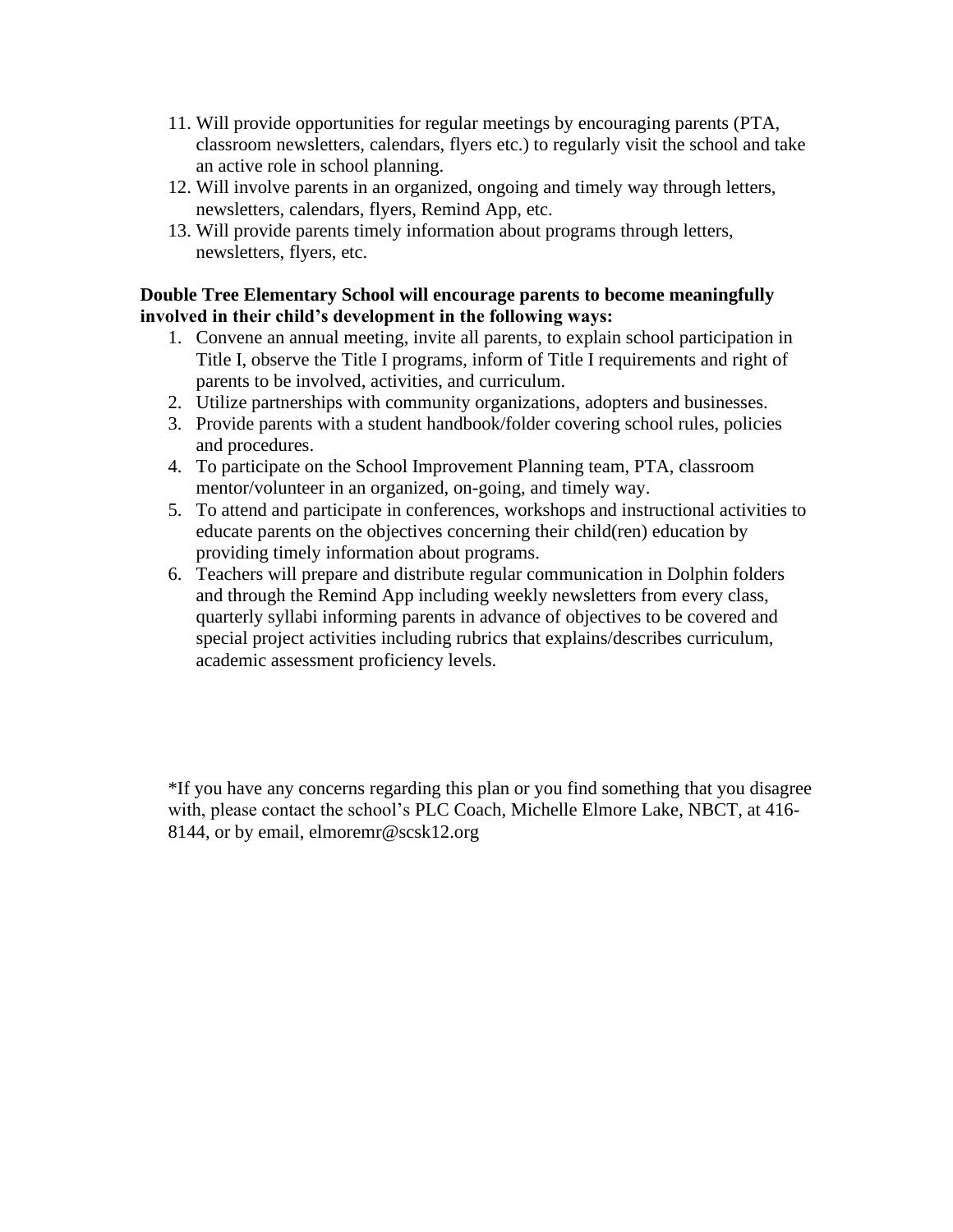11. Will provide opportunities for regular meetings by encouraging parents (PTA, classroom newsletters, calendars, flyers etc.) to regularly visit the school and take an active role in school planning.
12. Will involve parents in an organized, ongoing and timely way through letters, newsletters, calendars, flyers, Remind App, etc.
13. Will provide parents timely information about programs through letters, newsletters, flyers, etc.

**Double Tree Elementary School will encourage parents to become meaningfully involved in their child's development in the following ways:**

1. Convene an annual meeting, invite all parents, to explain school participation in Title I, observe the Title I programs, inform of Title I requirements and right of parents to be involved, activities, and curriculum.
2. Utilize partnerships with community organizations, adopters and businesses.
3. Provide parents with a student handbook/folder covering school rules, policies and procedures.
4. To participate on the School Improvement Planning team, PTA, classroom mentor/volunteer in an organized, on-going, and timely way.
5. To attend and participate in conferences, workshops and instructional activities to educate parents on the objectives concerning their child(ren) education by providing timely information about programs.
6. Teachers will prepare and distribute regular communication in Dolphin folders and through the Remind App including weekly newsletters from every class, quarterly syllabi informing parents in advance of objectives to be covered and special project activities including rubrics that explains/describes curriculum, academic assessment proficiency levels.

*If you have any concerns regarding this plan or you find something that you disagree with, please contact the school's PLC Coach, Michelle Elmore Lake, NBCT, at 416-8144, or by email, elmoremr@scsk12.org